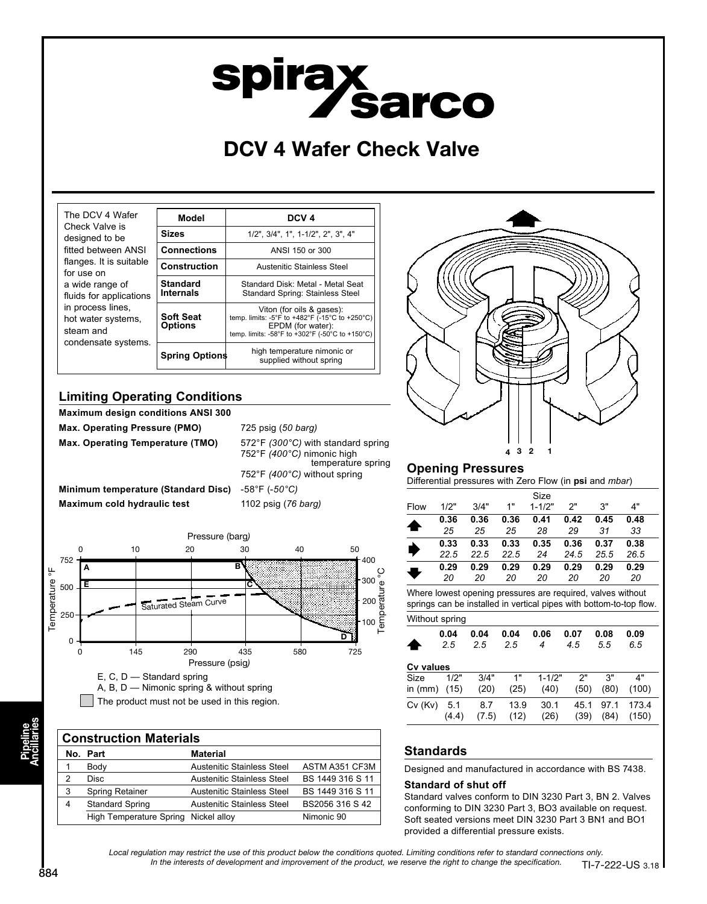# DCV 4 Wafer Check Valve

The DCV 4 Wafer Check Valve is designed to be fitted between ANSI flanges. It is suitable for use on a wide range of fluids for applications in process lines, hot water systems, steam and condensate systems.

| Model | DCV 4 |
|---|---|
| Sizes | 1/2", 3/4", 1", 1-1/2", 2", 3", 4" |
| Connections | ANSI 150 or 300 |
| Construction | Austenitic Stainless Steel |
| Standard Internals | Standard Disk: Metal - Metal Seat<br>Standard Spring: Stainless Steel |
| Soft Seat Options | Viton (for oils & gases):<br>temp. limits: -5°F to +482°F (-15°C to +250°C)<br>EPDM (for water):<br>temp. limits: -58°F to +302°F (-50°C to +150°C) |
| Spring Options | high temperature nimonic or supplied without spring |

## Limiting Operating Conditions

**Maximum design conditions ANSI 300**

| | |
|---|---|
| **Max. Operating Pressure (PMO)** | 725 psig (*50 barg*) |
| **Max. Operating Temperature (TMO)** | 572°F *(300°C)* with standard spring<br>752°F *(400°C)* nimonic high temperature spring<br>752°F *(400°C)* without spring |
| **Minimum temperature (Standard Disc)** | -58°F (*-50°C*) |
| **Maximum cold hydraulic test** | 1102 psig (*76 barg)* |

E, C, D — Standard spring
A, B, D — Nimonic spring & without spring
The product must not be used in this region.

## Construction Materials

| No. | Part | Material | |
|---|---|---|---|
| 1 | Body | Austenitic Stainless Steel | ASTM A351 CF3M |
| 2 | Disc | Austenitic Stainless Steel | BS 1449 316 S 11 |
| 3 | Spring Retainer | Austenitic Stainless Steel | BS 1449 316 S 11 |
| 4 | Standard Spring | Austenitic Stainless Steel | BS2056 316 S 42 |
| | High Temperature Spring | Nickel alloy | Nimonic 90 |

## Opening Pressures

Differential pressures with Zero Flow (in **psi** and *mbar*)

| Flow | 1/2" | 3/4" | 1" | 1-1/2" | 2" | 3" | 4" |
|---|---|---|---|---|---|---|---|
| ↑ | **0.36**<br>*25* | **0.36**<br>*25* | **0.36**<br>*25* | **0.41**<br>*28* | **0.42**<br>*29* | **0.45**<br>*31* | **0.48**<br>*33* |
| → | **0.33**<br>*22.5* | **0.33**<br>*22.5* | **0.33**<br>*22.5* | **0.35**<br>*24* | **0.36**<br>*24.5* | **0.37**<br>*25.5* | **0.38**<br>*26.5* |
| ↓ | **0.29**<br>*20* | **0.29**<br>*20* | **0.29**<br>*20* | **0.29**<br>*20* | **0.29**<br>*20* | **0.29**<br>*20* | **0.29**<br>*20* |

Where lowest opening pressures are required, valves without springs can be installed in vertical pipes with bottom-to-top flow.

Without spring

| Flow | 1/2" | 3/4" | 1" | 1-1/2" | 2" | 3" | 4" |
|---|---|---|---|---|---|---|---|
| ↑ | **0.04**<br>*2.5* | **0.04**<br>*2.5* | **0.04**<br>*2.5* | **0.06**<br>*4* | **0.07**<br>*4.5* | **0.08**<br>*5.5* | **0.09**<br>*6.5* |

**Cv values**

| Size<br>in (mm) | 1/2"<br>(15) | 3/4"<br>(20) | 1"<br>(25) | 1-1/2"<br>(40) | 2"<br>(50) | 3"<br>(80) | 4"<br>(100) |
|---|---|---|---|---|---|---|---|
| Cv (Kv) | 5.1<br>(4.4) | 8.7<br>(7.5) | 13.9<br>(12) | 30.1<br>(26) | 45.1<br>(39) | 97.1<br>(84) | 173.4<br>(150) |

## Standards

Designed and manufactured in accordance with BS 7438.

### Standard of shut off

Standard valves conform to DIN 3230 Part 3, BN 2. Valves conforming to DIN 3230 Part 3, BO3 available on request. Soft seated versions meet DIN 3230 Part 3 BN1 and BO1 provided a differential pressure exists.

*Local regulation may restrict the use of this product below the conditions quoted. Limiting conditions refer to standard connections only.*
*In the interests of development and improvement of the product, we reserve the right to change the specification.*

TI-7-222-US 3.18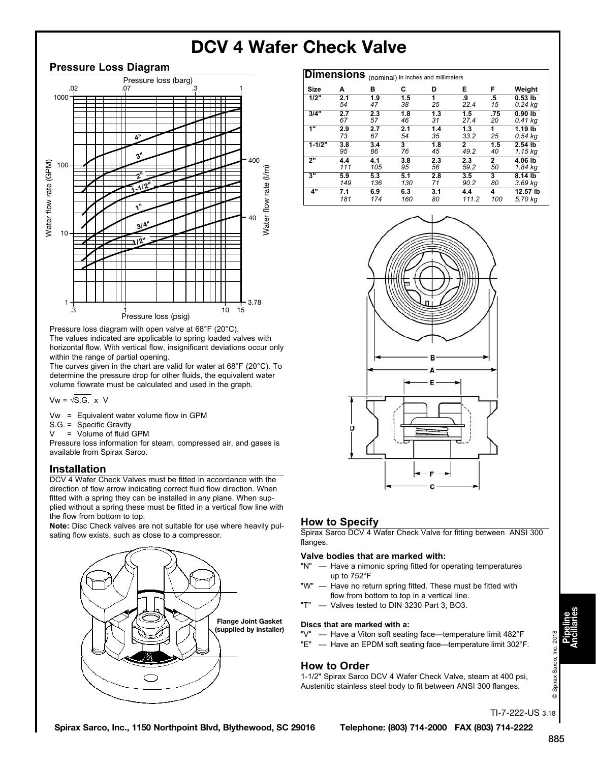# DCV 4 Wafer Check Valve

## Pressure Loss Diagram

Pressure loss (barg)

.02 .07 .3 1

1000

100

10

1

Water flow rate (GPM)

Water flow rate (l/m)

400

40

3.78

4"

3"

2"

1-1/2"

1"

3/4"

1/2"

.3 1 10 15

Pressure loss (psig)

Pressure loss diagram with open valve at 68°F (20°C).
The values indicated are applicable to spring loaded valves with horizontal flow. With vertical flow, insignificant deviations occur only within the range of partial opening.
The curves given in the chart are valid for water at 68°F (20°C). To determine the pressure drop for other fluids, the equivalent water volume flowrate must be calculated and used in the graph.

$Vw = \sqrt{S.G.} \times V$

Vw = Equivalent water volume flow in GPM
S.G. = Specific Gravity
V = Volume of fluid GPM

Pressure loss information for steam, compressed air, and gases is available from Spirax Sarco.

## Installation

DCV 4 Wafer Check Valves must be fitted in accordance with the direction of flow arrow indicating correct fluid flow direction. When fitted with a spring they can be installed in any plane. When supplied without a spring these must be fitted in a vertical flow line with the flow from bottom to top.

**Note:** Disc Check valves are not suitable for use where heavily pulsating flow exists, such as close to a compressor.

**Flange Joint Gasket (supplied by installer)**

## Dimensions (nominal) in inches and millimeters

| Size | A | B | C | D | E | F | Weight |
|---|---|---|---|---|---|---|---|
| 1/2" | 2.1 *54* | 1.9 *47* | 1.5 *38* | 1 *25* | .9 *22.4* | .5 *15* | 0.53 lb *0.24 kg* |
| 3/4" | 2.7 *67* | 2.3 *57* | 1.8 *46* | 1.3 *31* | 1.5 *27.4* | .75 *20* | 0.90 lb *0.41 kg* |
| 1" | 2.9 *73* | 2.7 *67* | 2.1 *54* | 1.4 *35* | 1.3 *33.2* | 1 *25* | 1.19 lb *0.54 kg* |
| 1-1/2" | 3.8 *95* | 3.4 *86* | 3 *76* | 1.8 *45* | 2 *49.2* | 1.5 *40* | 2.54 lb *1.15 kg* |
| 2" | 4.4 *111* | 4.1 *105* | 3.8 *95* | 2.3 *56* | 2.3 *59.2* | 2 *50* | 4.06 lb *1.84 kg* |
| 3" | 5.9 *149* | 5.3 *136* | 5.1 *130* | 2.8 *71* | 3.5 *90.2* | 3 *80* | 8.14 lb *3.69 kg* |
| 4" | 7.1 *181* | 6.9 *174* | 6.3 *160* | 3.1 *80* | 4.4 *111.2* | 4 *100* | 12.57 lb *5.70 kg* |

B
A
E
D
F
C

## How to Specify

Spirax Sarco DCV 4 Wafer Check Valve for fitting between ANSI 300 flanges.

### Valve bodies that are marked with:

"N" — Have a nimonic spring fitted for operating temperatures up to 752°F
"W" — Have no return spring fitted. These must be fitted with flow from bottom to top in a vertical line.
"T" — Valves tested to DIN 3230 Part 3, BO3.

### Discs that are marked with a:

"V" — Have a Viton soft seating face—temperature limit 482°F
"E" — Have an EPDM soft seating face—temperature limit 302°F.

## How to Order

1-1/2" Spirax Sarco DCV 4 Wafer Check Valve, steam at 400 psi, Austenitic stainless steel body to fit between ANSI 300 flanges.

TI-7-222-US 3.18